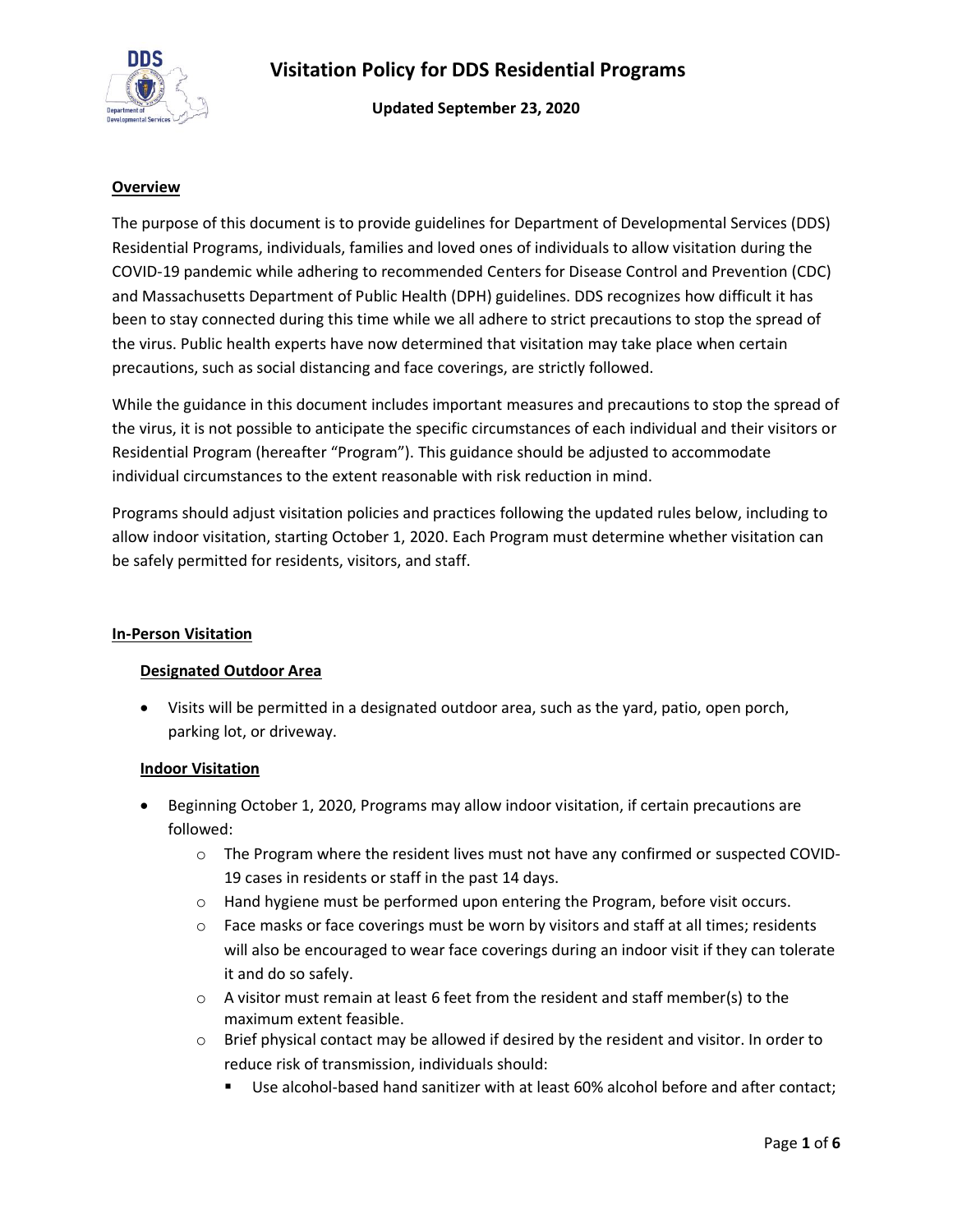# Visitation Policy for DDS Residential Programs

**Updated September 23, 2020**

## Overview

The purpose of this document is to provide guidelines for Department of Developmental Services (DDS) Residential Programs, individuals, families and loved ones of individuals to allow visitation during the COVID-19 pandemic while adhering to recommended Centers for Disease Control and Prevention (CDC) and Massachusetts Department of Public Health (DPH) guidelines. DDS recognizes how difficult it has been to stay connected during this time while we all adhere to strict precautions to stop the spread of the virus. Public health experts have now determined that visitation may take place when certain precautions, such as social distancing and face coverings, are strictly followed.

While the guidance in this document includes important measures and precautions to stop the spread of the virus, it is not possible to anticipate the specific circumstances of each individual and their visitors or Residential Program (hereafter "Program"). This guidance should be adjusted to accommodate individual circumstances to the extent reasonable with risk reduction in mind.

Programs should adjust visitation policies and practices following the updated rules below, including to allow indoor visitation, starting October 1, 2020. Each Program must determine whether visitation can be safely permitted for residents, visitors, and staff.

## In-Person Visitation

### Designated Outdoor Area

- Visits will be permitted in a designated outdoor area, such as the yard, patio, open porch, parking lot, or driveway.

### Indoor Visitation

- Beginning October 1, 2020, Programs may allow indoor visitation, if certain precautions are followed:
  - The Program where the resident lives must not have any confirmed or suspected COVID-19 cases in residents or staff in the past 14 days.
  - Hand hygiene must be performed upon entering the Program, before visit occurs.
  - Face masks or face coverings must be worn by visitors and staff at all times; residents will also be encouraged to wear face coverings during an indoor visit if they can tolerate it and do so safely.
  - A visitor must remain at least 6 feet from the resident and staff member(s) to the maximum extent feasible.
  - Brief physical contact may be allowed if desired by the resident and visitor. In order to reduce risk of transmission, individuals should:
    - Use alcohol-based hand sanitizer with at least 60% alcohol before and after contact;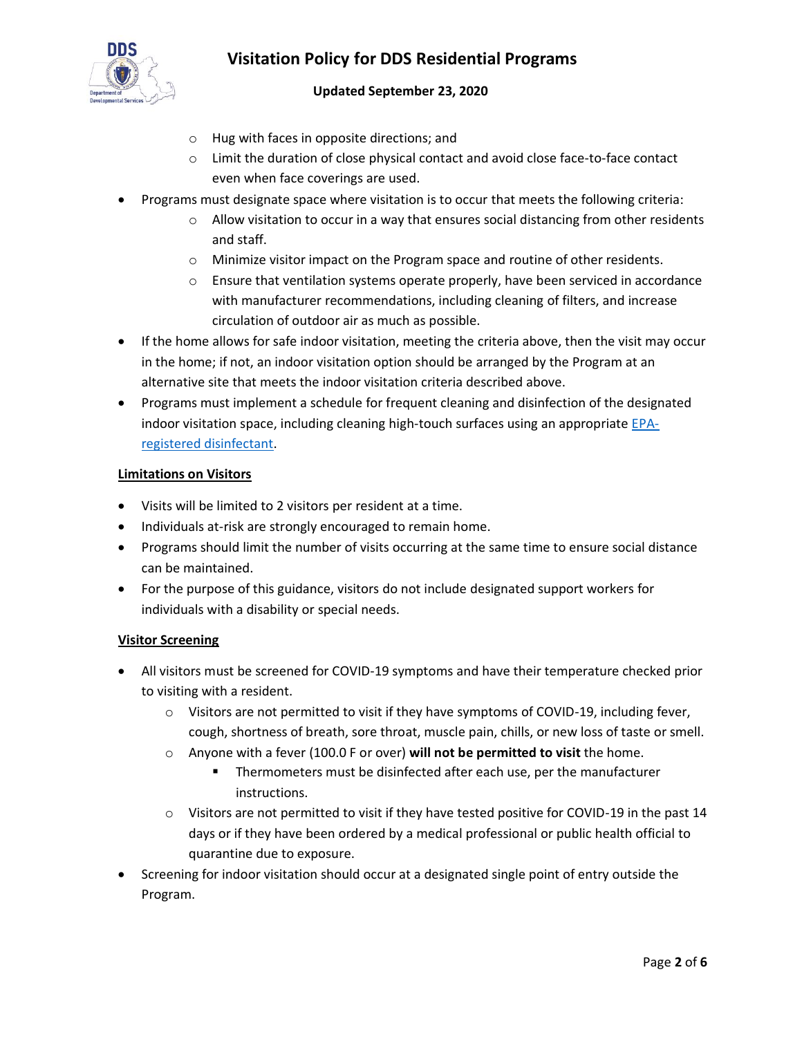- Hug with faces in opposite directions; and
  - Limit the duration of close physical contact and avoid close face-to-face contact even when face coverings are used.
- Programs must designate space where visitation is to occur that meets the following criteria:
  - Allow visitation to occur in a way that ensures social distancing from other residents and staff.
  - Minimize visitor impact on the Program space and routine of other residents.
  - Ensure that ventilation systems operate properly, have been serviced in accordance with manufacturer recommendations, including cleaning of filters, and increase circulation of outdoor air as much as possible.
- If the home allows for safe indoor visitation, meeting the criteria above, then the visit may occur in the home; if not, an indoor visitation option should be arranged by the Program at an alternative site that meets the indoor visitation criteria described above.
- Programs must implement a schedule for frequent cleaning and disinfection of the designated indoor visitation space, including cleaning high-touch surfaces using an appropriate EPA-registered disinfectant.

**Limitations on Visitors**

- Visits will be limited to 2 visitors per resident at a time.
- Individuals at-risk are strongly encouraged to remain home.
- Programs should limit the number of visits occurring at the same time to ensure social distance can be maintained.
- For the purpose of this guidance, visitors do not include designated support workers for individuals with a disability or special needs.

**Visitor Screening**

- All visitors must be screened for COVID-19 symptoms and have their temperature checked prior to visiting with a resident.
  - Visitors are not permitted to visit if they have symptoms of COVID-19, including fever, cough, shortness of breath, sore throat, muscle pain, chills, or new loss of taste or smell.
  - Anyone with a fever (100.0 F or over) **will not be permitted to visit** the home.
    - Thermometers must be disinfected after each use, per the manufacturer instructions.
  - Visitors are not permitted to visit if they have tested positive for COVID-19 in the past 14 days or if they have been ordered by a medical professional or public health official to quarantine due to exposure.
- Screening for indoor visitation should occur at a designated single point of entry outside the Program.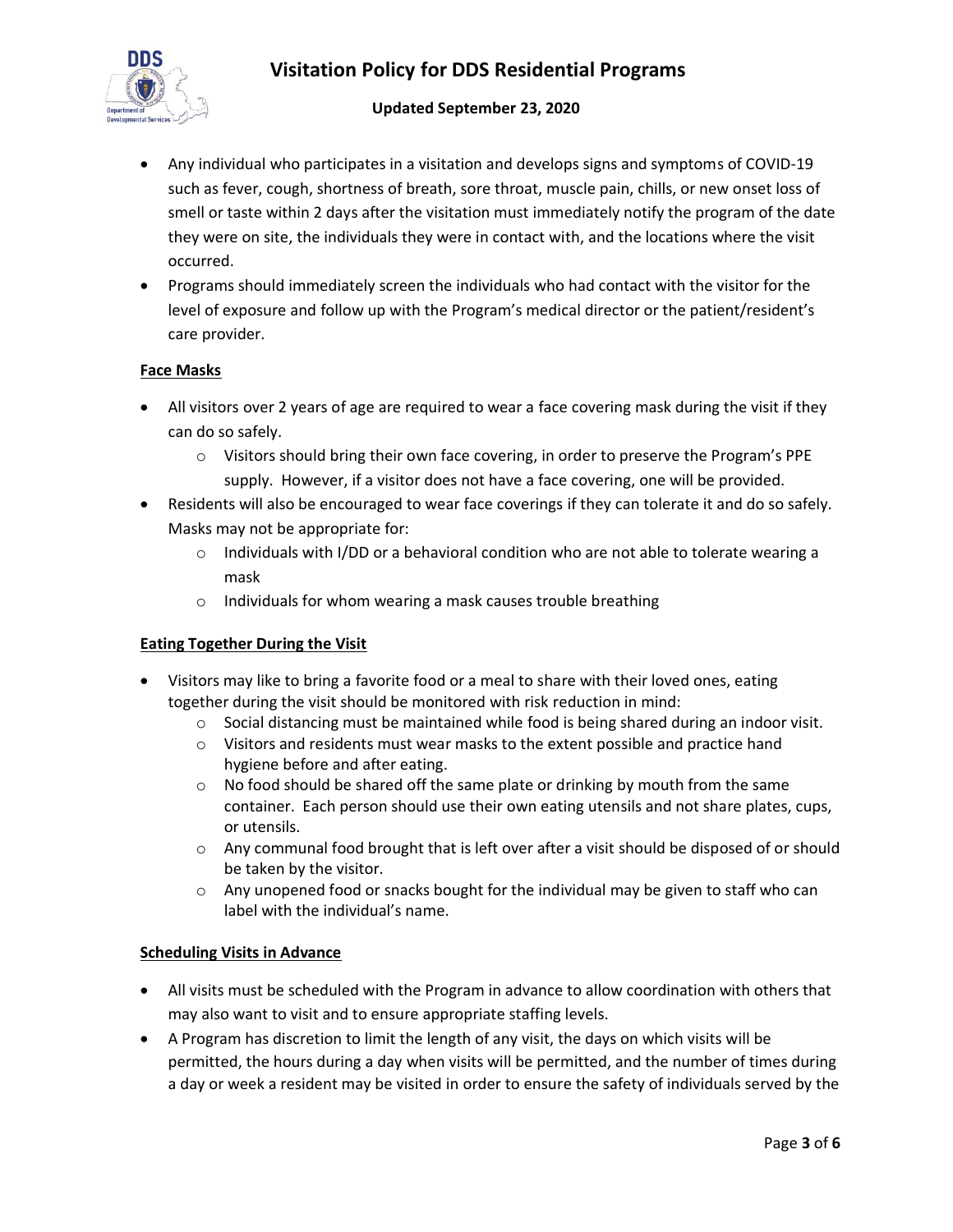- Any individual who participates in a visitation and develops signs and symptoms of COVID-19 such as fever, cough, shortness of breath, sore throat, muscle pain, chills, or new onset loss of smell or taste within 2 days after the visitation must immediately notify the program of the date they were on site, the individuals they were in contact with, and the locations where the visit occurred.
- Programs should immediately screen the individuals who had contact with the visitor for the level of exposure and follow up with the Program's medical director or the patient/resident's care provider.

**Face Masks**

- All visitors over 2 years of age are required to wear a face covering mask during the visit if they can do so safely.
  - Visitors should bring their own face covering, in order to preserve the Program's PPE supply. However, if a visitor does not have a face covering, one will be provided.
- Residents will also be encouraged to wear face coverings if they can tolerate it and do so safely. Masks may not be appropriate for:
  - Individuals with I/DD or a behavioral condition who are not able to tolerate wearing a mask
  - Individuals for whom wearing a mask causes trouble breathing

**Eating Together During the Visit**

- Visitors may like to bring a favorite food or a meal to share with their loved ones, eating together during the visit should be monitored with risk reduction in mind:
  - Social distancing must be maintained while food is being shared during an indoor visit.
  - Visitors and residents must wear masks to the extent possible and practice hand hygiene before and after eating.
  - No food should be shared off the same plate or drinking by mouth from the same container. Each person should use their own eating utensils and not share plates, cups, or utensils.
  - Any communal food brought that is left over after a visit should be disposed of or should be taken by the visitor.
  - Any unopened food or snacks bought for the individual may be given to staff who can label with the individual's name.

**Scheduling Visits in Advance**

- All visits must be scheduled with the Program in advance to allow coordination with others that may also want to visit and to ensure appropriate staffing levels.
- A Program has discretion to limit the length of any visit, the days on which visits will be permitted, the hours during a day when visits will be permitted, and the number of times during a day or week a resident may be visited in order to ensure the safety of individuals served by the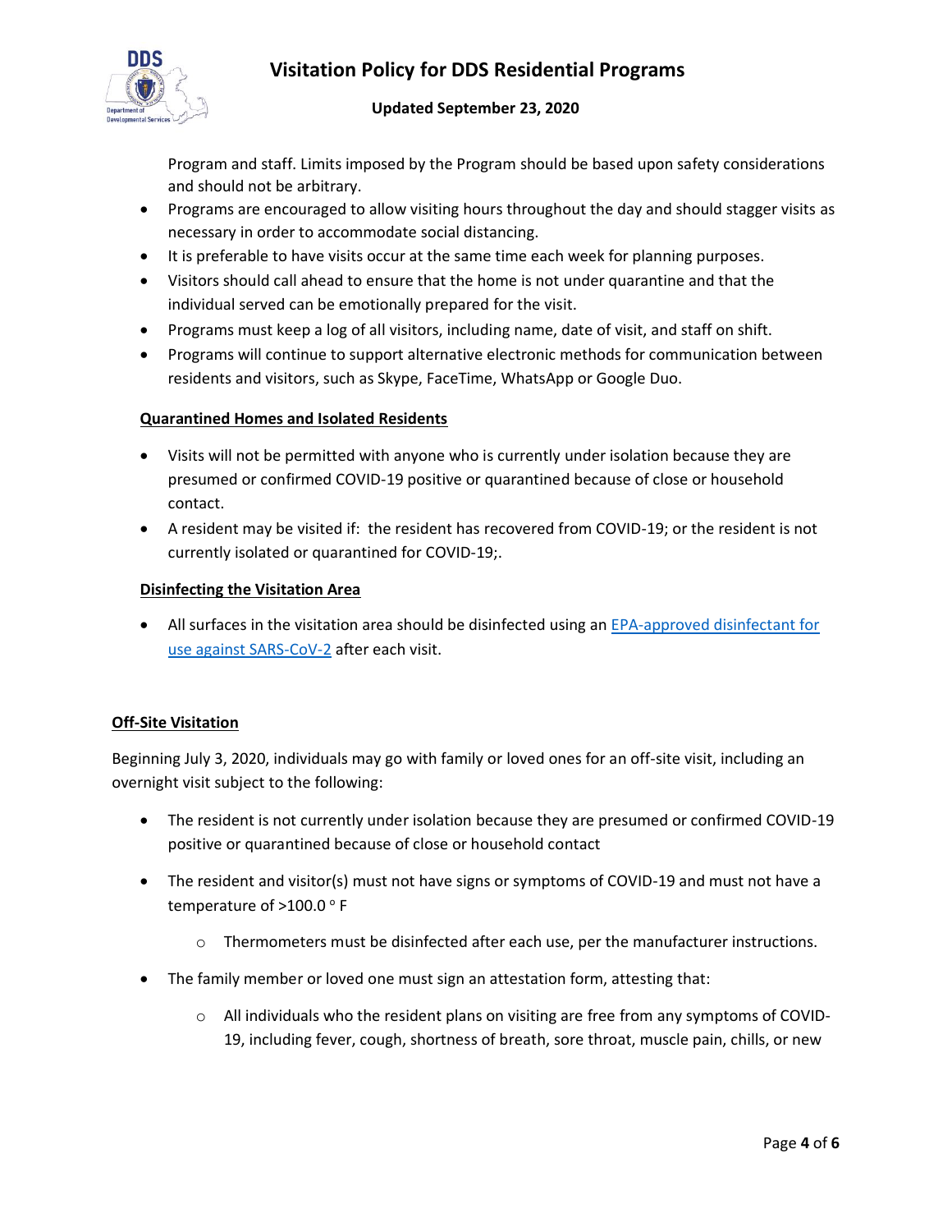Program and staff. Limits imposed by the Program should be based upon safety considerations and should not be arbitrary.

- Programs are encouraged to allow visiting hours throughout the day and should stagger visits as necessary in order to accommodate social distancing.
- It is preferable to have visits occur at the same time each week for planning purposes.
- Visitors should call ahead to ensure that the home is not under quarantine and that the individual served can be emotionally prepared for the visit.
- Programs must keep a log of all visitors, including name, date of visit, and staff on shift.
- Programs will continue to support alternative electronic methods for communication between residents and visitors, such as Skype, FaceTime, WhatsApp or Google Duo.

**Quarantined Homes and Isolated Residents**

- Visits will not be permitted with anyone who is currently under isolation because they are presumed or confirmed COVID-19 positive or quarantined because of close or household contact.
- A resident may be visited if: the resident has recovered from COVID-19; or the resident is not currently isolated or quarantined for COVID-19;.

**Disinfecting the Visitation Area**

- All surfaces in the visitation area should be disinfected using an [EPA-approved disinfectant for use against SARS-CoV-2] after each visit.

**Off-Site Visitation**

Beginning July 3, 2020, individuals may go with family or loved ones for an off-site visit, including an overnight visit subject to the following:

- The resident is not currently under isolation because they are presumed or confirmed COVID-19 positive or quarantined because of close or household contact
- The resident and visitor(s) must not have signs or symptoms of COVID-19 and must not have a temperature of >100.0 ° F
  - Thermometers must be disinfected after each use, per the manufacturer instructions.
- The family member or loved one must sign an attestation form, attesting that:
  - All individuals who the resident plans on visiting are free from any symptoms of COVID-19, including fever, cough, shortness of breath, sore throat, muscle pain, chills, or new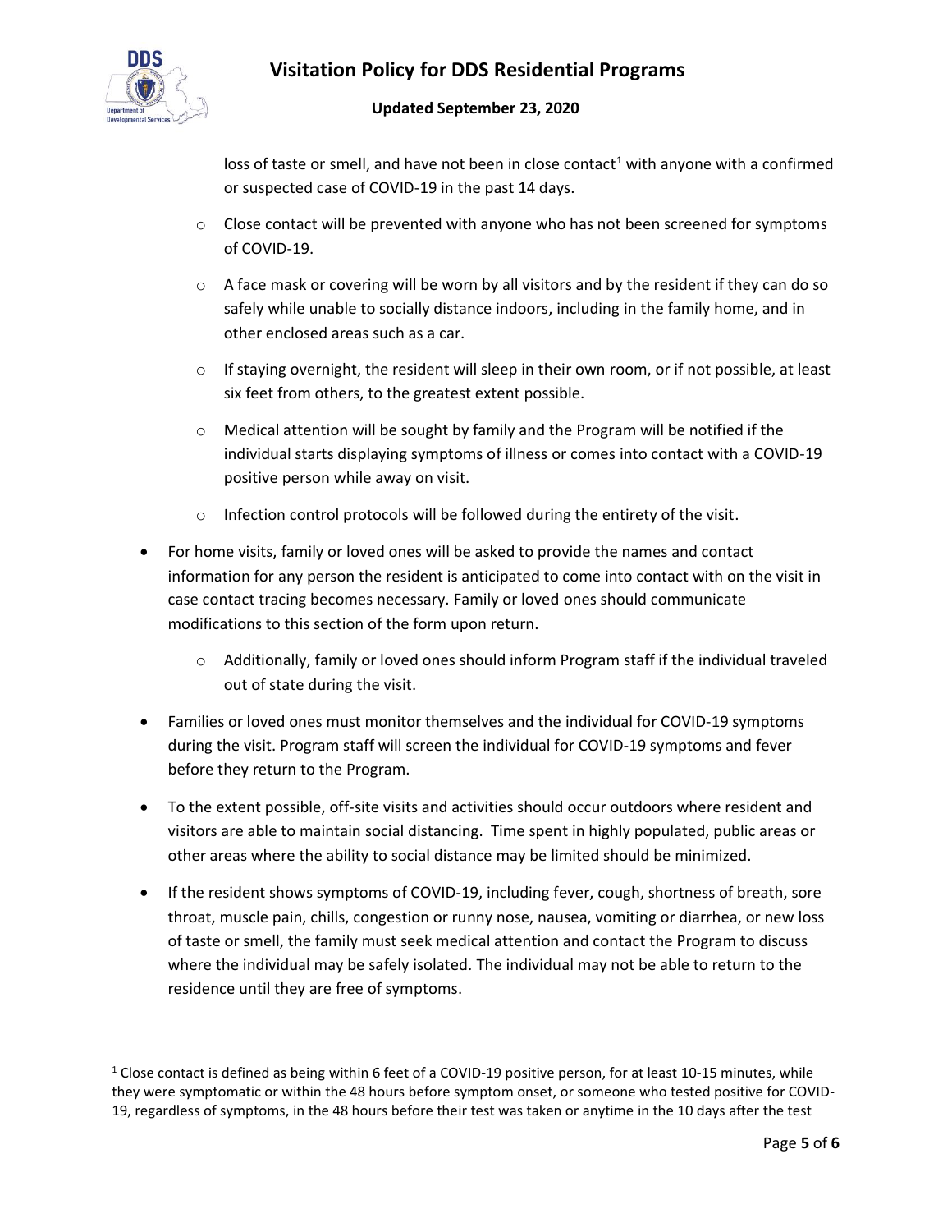loss of taste or smell, and have not been in close contact[1] with anyone with a confirmed or suspected case of COVID-19 in the past 14 days.

  - Close contact will be prevented with anyone who has not been screened for symptoms of COVID-19.
  - A face mask or covering will be worn by all visitors and by the resident if they can do so safely while unable to socially distance indoors, including in the family home, and in other enclosed areas such as a car.
  - If staying overnight, the resident will sleep in their own room, or if not possible, at least six feet from others, to the greatest extent possible.
  - Medical attention will be sought by family and the Program will be notified if the individual starts displaying symptoms of illness or comes into contact with a COVID-19 positive person while away on visit.
  - Infection control protocols will be followed during the entirety of the visit.

- For home visits, family or loved ones will be asked to provide the names and contact information for any person the resident is anticipated to come into contact with on the visit in case contact tracing becomes necessary. Family or loved ones should communicate modifications to this section of the form upon return.
  - Additionally, family or loved ones should inform Program staff if the individual traveled out of state during the visit.
- Families or loved ones must monitor themselves and the individual for COVID-19 symptoms during the visit. Program staff will screen the individual for COVID-19 symptoms and fever before they return to the Program.
- To the extent possible, off-site visits and activities should occur outdoors where resident and visitors are able to maintain social distancing. Time spent in highly populated, public areas or other areas where the ability to social distance may be limited should be minimized.
- If the resident shows symptoms of COVID-19, including fever, cough, shortness of breath, sore throat, muscle pain, chills, congestion or runny nose, nausea, vomiting or diarrhea, or new loss of taste or smell, the family must seek medical attention and contact the Program to discuss where the individual may be safely isolated. The individual may not be able to return to the residence until they are free of symptoms.

---

[1] Close contact is defined as being within 6 feet of a COVID-19 positive person, for at least 10-15 minutes, while they were symptomatic or within the 48 hours before symptom onset, or someone who tested positive for COVID-19, regardless of symptoms, in the 48 hours before their test was taken or anytime in the 10 days after the test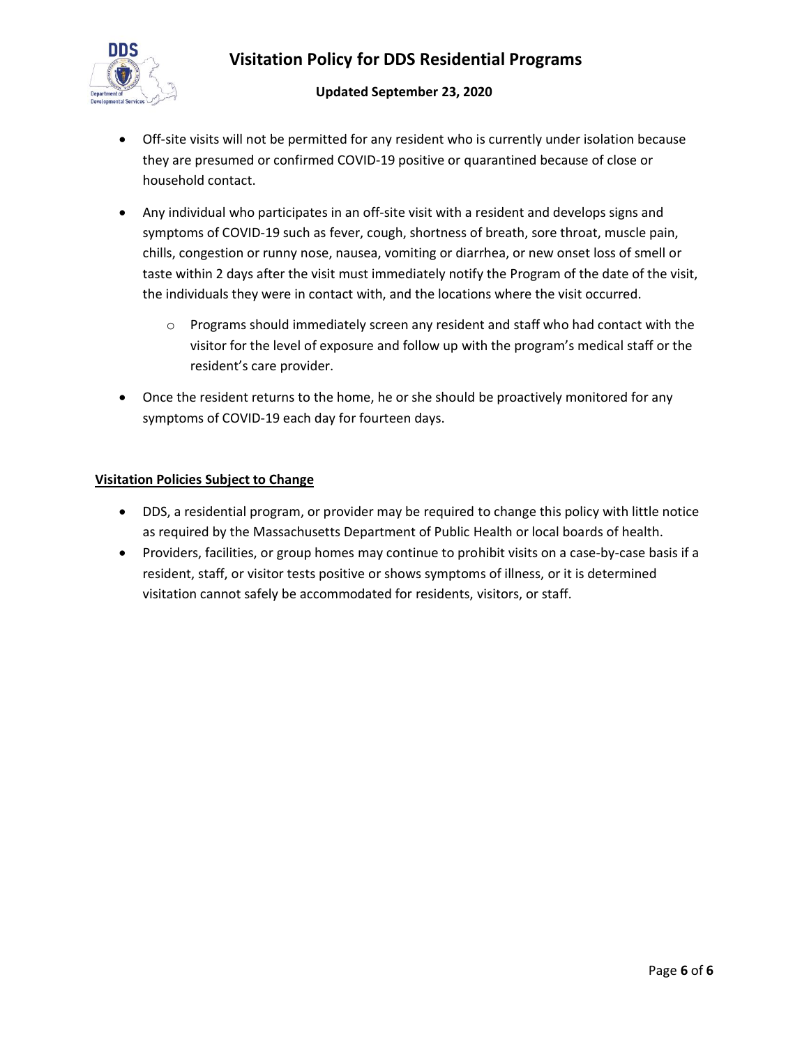- Off-site visits will not be permitted for any resident who is currently under isolation because they are presumed or confirmed COVID-19 positive or quarantined because of close or household contact.
- Any individual who participates in an off-site visit with a resident and develops signs and symptoms of COVID-19 such as fever, cough, shortness of breath, sore throat, muscle pain, chills, congestion or runny nose, nausea, vomiting or diarrhea, or new onset loss of smell or taste within 2 days after the visit must immediately notify the Program of the date of the visit, the individuals they were in contact with, and the locations where the visit occurred.
    - Programs should immediately screen any resident and staff who had contact with the visitor for the level of exposure and follow up with the program's medical staff or the resident's care provider.
- Once the resident returns to the home, he or she should be proactively monitored for any symptoms of COVID-19 each day for fourteen days.

**Visitation Policies Subject to Change**

- DDS, a residential program, or provider may be required to change this policy with little notice as required by the Massachusetts Department of Public Health or local boards of health.
- Providers, facilities, or group homes may continue to prohibit visits on a case-by-case basis if a resident, staff, or visitor tests positive or shows symptoms of illness, or it is determined visitation cannot safely be accommodated for residents, visitors, or staff.